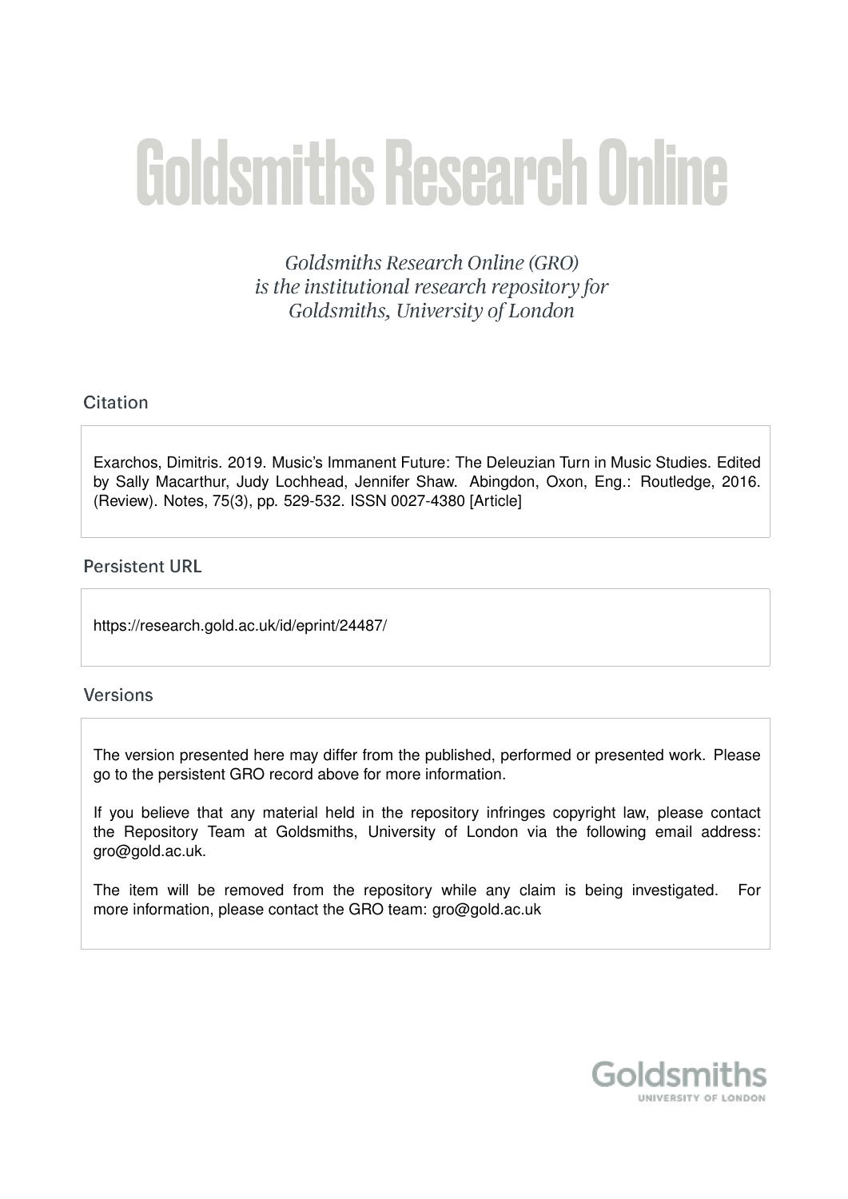# Goldsmiths Research Online

*Goldsmiths Research Online (GRO) is the institutional research repository for Goldsmiths, University of London*

## Citation

Exarchos, Dimitris. 2019. Music's Immanent Future: The Deleuzian Turn in Music Studies. Edited by Sally Macarthur, Judy Lochhead, Jennifer Shaw. Abingdon, Oxon, Eng.: Routledge, 2016. (Review). Notes, 75(3), pp. 529-532. ISSN 0027-4380 [Article]

## Persistent URL

https://research.gold.ac.uk/id/eprint/24487/

## Versions

The version presented here may differ from the published, performed or presented work. Please go to the persistent GRO record above for more information.

If you believe that any material held in the repository infringes copyright law, please contact the Repository Team at Goldsmiths, University of London via the following email address: gro@gold.ac.uk.

The item will be removed from the repository while any claim is being investigated. For more information, please contact the GRO team: gro@gold.ac.uk

Goldsmiths
UNIVERSITY OF LONDON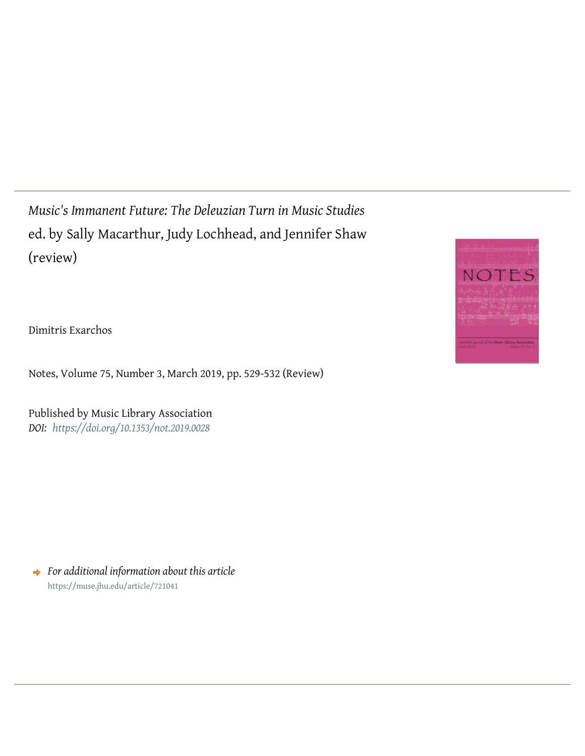*Music's Immanent Future: The Deleuzian Turn in Music Studies*
ed. by Sally Macarthur, Judy Lochhead, and Jennifer Shaw
(review)

Dimitris Exarchos

Notes, Volume 75, Number 3, March 2019, pp. 529-532 (Review)

Published by Music Library Association
*DOI: https://doi.org/10.1353/not.2019.0028*

*For additional information about this article*
https://muse.jhu.edu/article/721041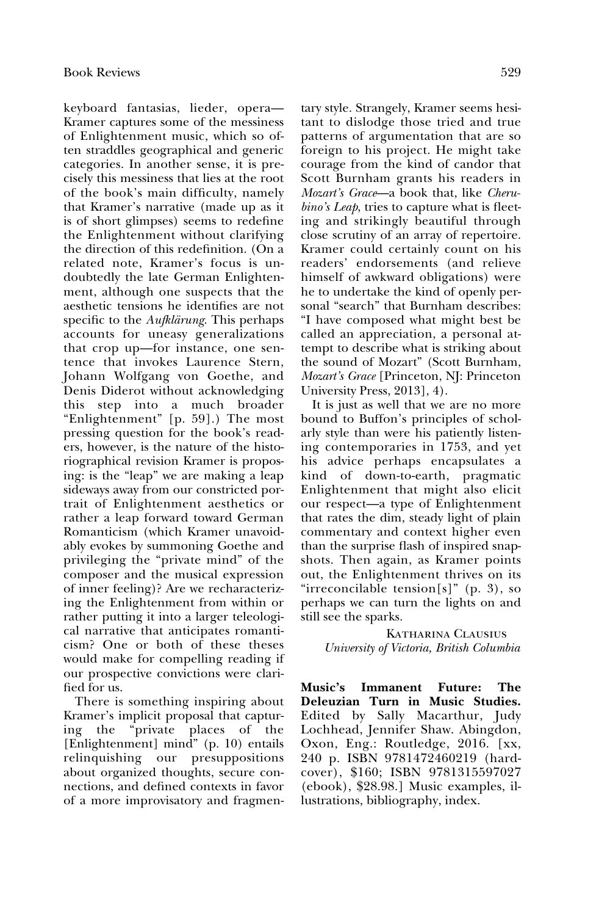keyboard fantasias, lieder, opera—Kramer captures some of the messiness of Enlightenment music, which so often straddles geographical and generic categories. In another sense, it is precisely this messiness that lies at the root of the book's main difficulty, namely that Kramer's narrative (made up as it is of short glimpses) seems to redefine the Enlightenment without clarifying the direction of this redefinition. (On a related note, Kramer's focus is undoubtedly the late German Enlightenment, although one suspects that the aesthetic tensions he identifies are not specific to the *Aufklärung*. This perhaps accounts for uneasy generalizations that crop up—for instance, one sentence that invokes Laurence Stern, Johann Wolfgang von Goethe, and Denis Diderot without acknowledging this step into a much broader "Enlightenment" [p. 59].) The most pressing question for the book's readers, however, is the nature of the historiographical revision Kramer is proposing: is the "leap" we are making a leap sideways away from our constricted portrait of Enlightenment aesthetics or rather a leap forward toward German Romanticism (which Kramer unavoidably evokes by summoning Goethe and privileging the "private mind" of the composer and the musical expression of inner feeling)? Are we recharacterizing the Enlightenment from within or rather putting it into a larger teleological narrative that anticipates romanticism? One or both of these theses would make for compelling reading if our prospective convictions were clarified for us.

There is something inspiring about Kramer's implicit proposal that capturing the "private places of the [Enlightenment] mind" (p. 10) entails relinquishing our presuppositions about organized thoughts, secure connections, and defined contexts in favor of a more improvisatory and fragmentary style. Strangely, Kramer seems hesitant to dislodge those tried and true patterns of argumentation that are so foreign to his project. He might take courage from the kind of candor that Scott Burnham grants his readers in *Mozart's Grace*—a book that, like *Cherubino's Leap*, tries to capture what is fleeting and strikingly beautiful through close scrutiny of an array of repertoire. Kramer could certainly count on his readers' endorsements (and relieve himself of awkward obligations) were he to undertake the kind of openly personal "search" that Burnham describes: "I have composed what might best be called an appreciation, a personal attempt to describe what is striking about the sound of Mozart" (Scott Burnham, *Mozart's Grace* [Princeton, NJ: Princeton University Press, 2013], 4).

It is just as well that we are no more bound to Buffon's principles of scholarly style than were his patiently listening contemporaries in 1753, and yet his advice perhaps encapsulates a kind of down-to-earth, pragmatic Enlightenment that might also elicit our respect—a type of Enlightenment that rates the dim, steady light of plain commentary and context higher even than the surprise flash of inspired snapshots. Then again, as Kramer points out, the Enlightenment thrives on its "irreconcilable tension[s]" (p. 3), so perhaps we can turn the lights on and still see the sparks.

Katharina Clausius
*University of Victoria, British Columbia*

**Music's Immanent Future: The Deleuzian Turn in Music Studies.** Edited by Sally Macarthur, Judy Lochhead, Jennifer Shaw. Abingdon, Oxon, Eng.: Routledge, 2016. [xx, 240 p. ISBN 9781472460219 (hardcover), $160; ISBN 9781315597027 (ebook), $28.98.] Music examples, illustrations, bibliography, index.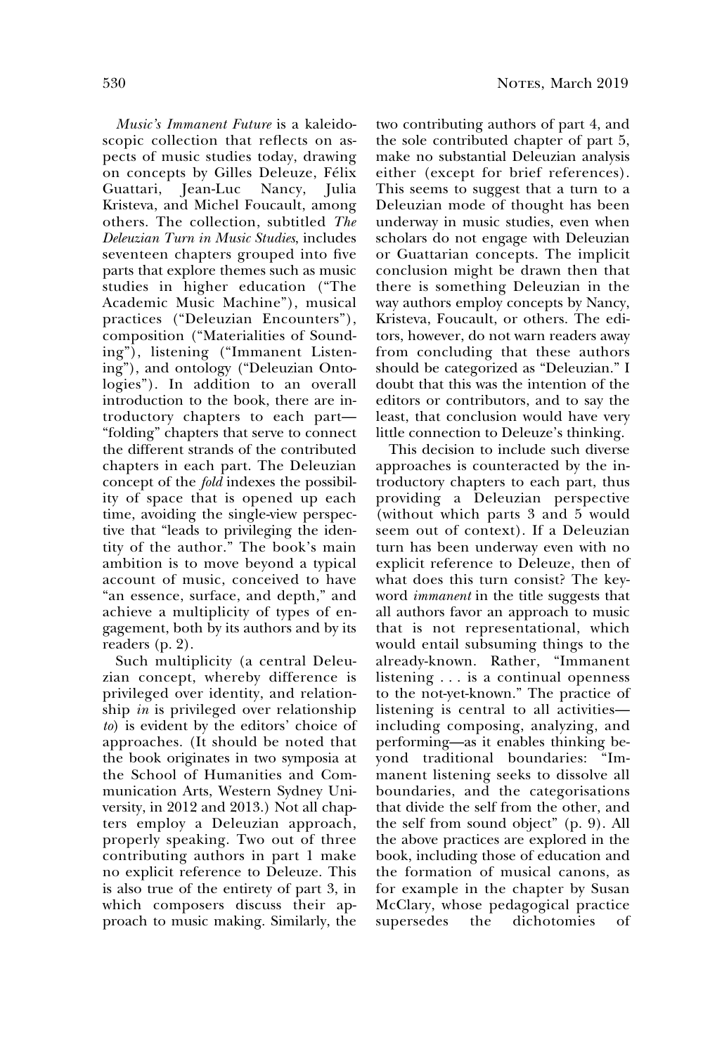*Music's Immanent Future* is a kaleidoscopic collection that reflects on aspects of music studies today, drawing on concepts by Gilles Deleuze, Félix Guattari, Jean-Luc Nancy, Julia Kristeva, and Michel Foucault, among others. The collection, subtitled *The Deleuzian Turn in Music Studies*, includes seventeen chapters grouped into five parts that explore themes such as music studies in higher education ("The Academic Music Machine"), musical practices ("Deleuzian Encounters"), composition ("Materialities of Sounding"), listening ("Immanent Listening"), and ontology ("Deleuzian Ontologies"). In addition to an overall introduction to the book, there are introductory chapters to each part—"folding" chapters that serve to connect the different strands of the contributed chapters in each part. The Deleuzian concept of the *fold* indexes the possibility of space that is opened up each time, avoiding the single-view perspective that "leads to privileging the identity of the author." The book's main ambition is to move beyond a typical account of music, conceived to have "an essence, surface, and depth," and achieve a multiplicity of types of engagement, both by its authors and by its readers (p. 2).

Such multiplicity (a central Deleuzian concept, whereby difference is privileged over identity, and relationship *in* is privileged over relationship *to*) is evident by the editors' choice of approaches. (It should be noted that the book originates in two symposia at the School of Humanities and Communication Arts, Western Sydney University, in 2012 and 2013.) Not all chapters employ a Deleuzian approach, properly speaking. Two out of three contributing authors in part 1 make no explicit reference to Deleuze. This is also true of the entirety of part 3, in which composers discuss their approach to music making. Similarly, the two contributing authors of part 4, and the sole contributed chapter of part 5, make no substantial Deleuzian analysis either (except for brief references). This seems to suggest that a turn to a Deleuzian mode of thought has been underway in music studies, even when scholars do not engage with Deleuzian or Guattarian concepts. The implicit conclusion might be drawn then that there is something Deleuzian in the way authors employ concepts by Nancy, Kristeva, Foucault, or others. The editors, however, do not warn readers away from concluding that these authors should be categorized as "Deleuzian." I doubt that this was the intention of the editors or contributors, and to say the least, that conclusion would have very little connection to Deleuze's thinking.

This decision to include such diverse approaches is counteracted by the introductory chapters to each part, thus providing a Deleuzian perspective (without which parts 3 and 5 would seem out of context). If a Deleuzian turn has been underway even with no explicit reference to Deleuze, then of what does this turn consist? The keyword *immanent* in the title suggests that all authors favor an approach to music that is not representational, which would entail subsuming things to the already-known. Rather, "Immanent listening . . . is a continual openness to the not-yet-known." The practice of listening is central to all activities—including composing, analyzing, and performing—as it enables thinking beyond traditional boundaries: "Immanent listening seeks to dissolve all boundaries, and the categorisations that divide the self from the other, and the self from sound object" (p. 9). All the above practices are explored in the book, including those of education and the formation of musical canons, as for example in the chapter by Susan McClary, whose pedagogical practice supersedes the dichotomies of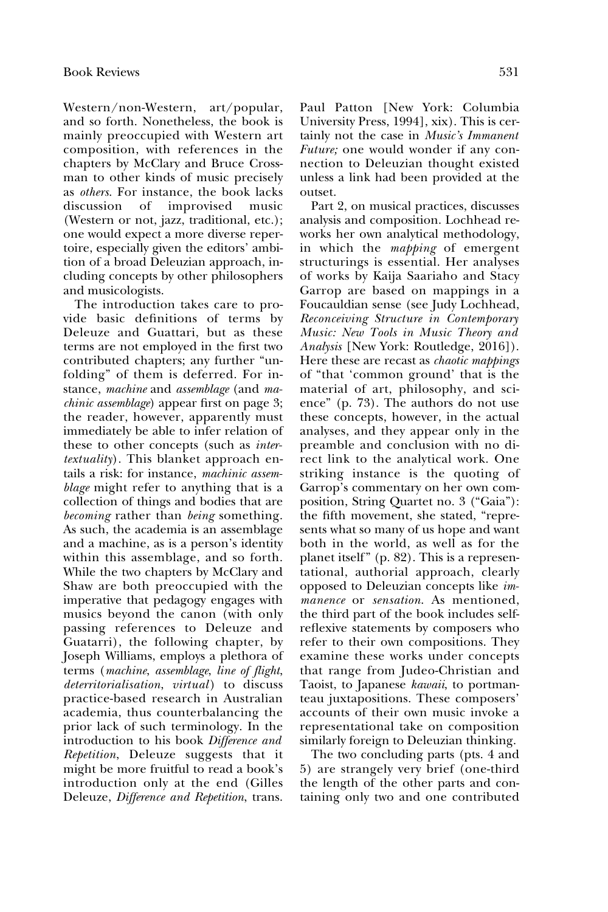Western/non-Western, art/popular, and so forth. Nonetheless, the book is mainly preoccupied with Western art composition, with references in the chapters by McClary and Bruce Crossman to other kinds of music precisely as *others*. For instance, the book lacks discussion of improvised music (Western or not, jazz, traditional, etc.); one would expect a more diverse repertoire, especially given the editors' ambition of a broad Deleuzian approach, including concepts by other philosophers and musicologists.

The introduction takes care to provide basic definitions of terms by Deleuze and Guattari, but as these terms are not employed in the first two contributed chapters; any further "unfolding" of them is deferred. For instance, *machine* and *assemblage* (and *machinic assemblage*) appear first on page 3; the reader, however, apparently must immediately be able to infer relation of these to other concepts (such as *intertextuality*). This blanket approach entails a risk: for instance, *machinic assemblage* might refer to anything that is a collection of things and bodies that are *becoming* rather than *being* something. As such, the academia is an assemblage and a machine, as is a person's identity within this assemblage, and so forth. While the two chapters by McClary and Shaw are both preoccupied with the imperative that pedagogy engages with musics beyond the canon (with only passing references to Deleuze and Guatarri), the following chapter, by Joseph Williams, employs a plethora of terms (*machine*, *assemblage*, *line of flight*, *deterritorialisation*, *virtual*) to discuss practice-based research in Australian academia, thus counterbalancing the prior lack of such terminology. In the introduction to his book *Difference and Repetition*, Deleuze suggests that it might be more fruitful to read a book's introduction only at the end (Gilles Deleuze, *Difference and Repetition*, trans. Paul Patton [New York: Columbia University Press, 1994], xix). This is certainly not the case in *Music's Immanent Future;* one would wonder if any connection to Deleuzian thought existed unless a link had been provided at the outset.

Part 2, on musical practices, discusses analysis and composition. Lochhead reworks her own analytical methodology, in which the *mapping* of emergent structurings is essential. Her analyses of works by Kaija Saariaho and Stacy Garrop are based on mappings in a Foucauldian sense (see Judy Lochhead, *Reconceiving Structure in Contemporary Music: New Tools in Music Theory and Analysis* [New York: Routledge, 2016]). Here these are recast as *chaotic mappings* of "that 'common ground' that is the material of art, philosophy, and science" (p. 73). The authors do not use these concepts, however, in the actual analyses, and they appear only in the preamble and conclusion with no direct link to the analytical work. One striking instance is the quoting of Garrop's commentary on her own composition, String Quartet no. 3 ("Gaia"): the fifth movement, she stated, "represents what so many of us hope and want both in the world, as well as for the planet itself" (p. 82). This is a representational, authorial approach, clearly opposed to Deleuzian concepts like *immanence* or *sensation*. As mentioned, the third part of the book includes self-reflexive statements by composers who refer to their own compositions. They examine these works under concepts that range from Judeo-Christian and Taoist, to Japanese *kawaii*, to portmanteau juxtapositions. These composers' accounts of their own music invoke a representational take on composition similarly foreign to Deleuzian thinking.

The two concluding parts (pts. 4 and 5) are strangely very brief (one-third the length of the other parts and containing only two and one contributed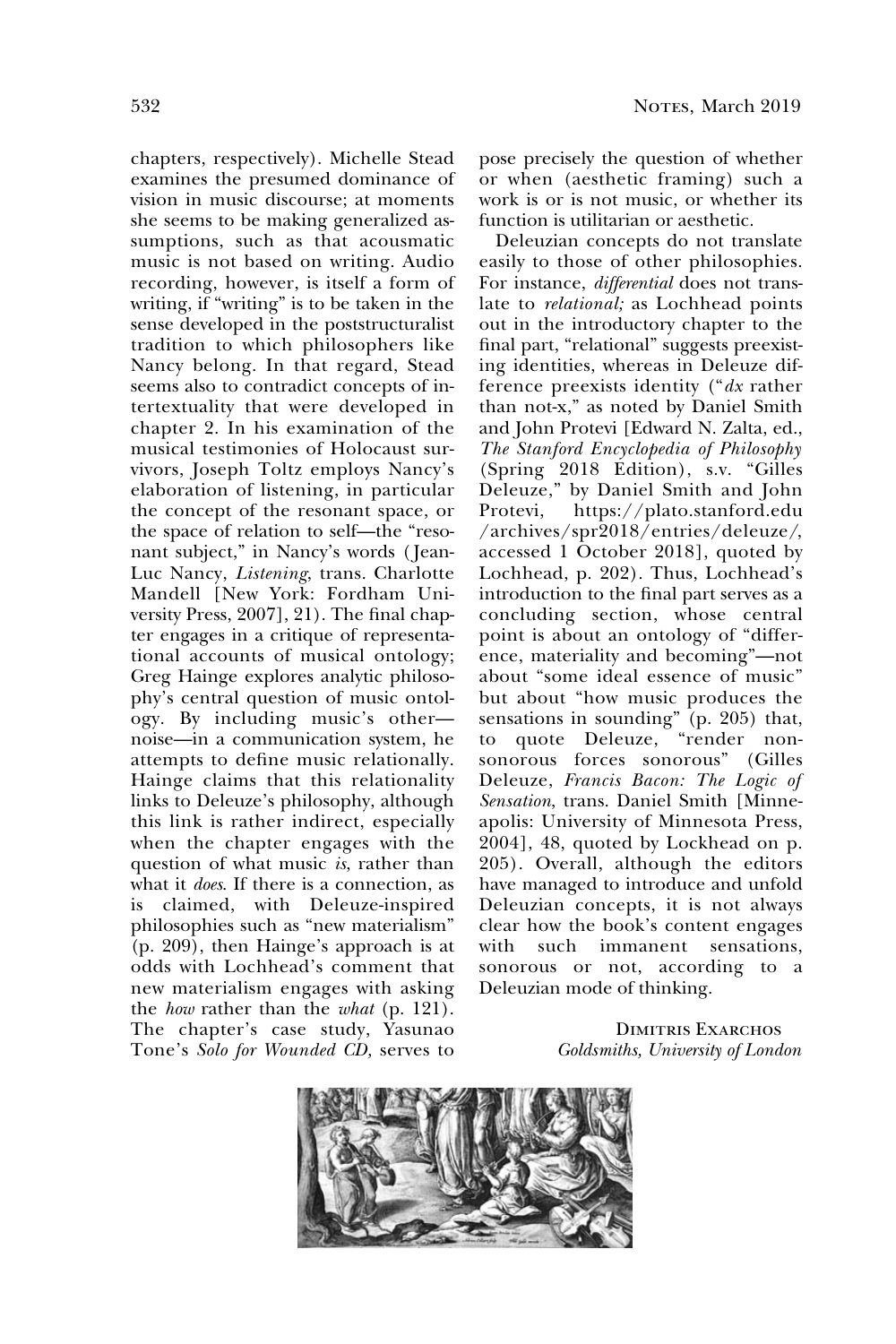chapters, respectively). Michelle Stead examines the presumed dominance of vision in music discourse; at moments she seems to be making generalized assumptions, such as that acousmatic music is not based on writing. Audio recording, however, is itself a form of writing, if "writing" is to be taken in the sense developed in the poststructuralist tradition to which philosophers like Nancy belong. In that regard, Stead seems also to contradict concepts of intertextuality that were developed in chapter 2. In his examination of the musical testimonies of Holocaust survivors, Joseph Toltz employs Nancy's elaboration of listening, in particular the concept of the resonant space, or the space of relation to self—the "resonant subject," in Nancy's words (Jean-Luc Nancy, *Listening*, trans. Charlotte Mandell [New York: Fordham University Press, 2007], 21). The final chapter engages in a critique of representational accounts of musical ontology; Greg Hainge explores analytic philosophy's central question of music ontology. By including music's other—noise—in a communication system, he attempts to define music relationally. Hainge claims that this relationality links to Deleuze's philosophy, although this link is rather indirect, especially when the chapter engages with the question of what music *is*, rather than what it *does*. If there is a connection, as is claimed, with Deleuze-inspired philosophies such as "new materialism" (p. 209), then Hainge's approach is at odds with Lochhead's comment that new materialism engages with asking the *how* rather than the *what* (p. 121). The chapter's case study, Yasunao Tone's *Solo for Wounded CD,* serves to pose precisely the question of whether or when (aesthetic framing) such a work is or is not music, or whether its function is utilitarian or aesthetic.

Deleuzian concepts do not translate easily to those of other philosophies. For instance, *differential* does not translate to *relational;* as Lochhead points out in the introductory chapter to the final part, "relational" suggests preexisting identities, whereas in Deleuze difference preexists identity ("*dx* rather than not-x," as noted by Daniel Smith and John Protevi [Edward N. Zalta, ed., *The Stanford Encyclopedia of Philosophy* (Spring 2018 Edition), s.v. "Gilles Deleuze," by Daniel Smith and John Protevi, https://plato.stanford.edu/archives/spr2018/entries/deleuze/, accessed 1 October 2018], quoted by Lochhead, p. 202). Thus, Lochhead's introduction to the final part serves as a concluding section, whose central point is about an ontology of "difference, materiality and becoming"—not about "some ideal essence of music" but about "how music produces the sensations in sounding" (p. 205) that, to quote Deleuze, "render non-sonorous forces sonorous" (Gilles Deleuze, *Francis Bacon: The Logic of Sensation*, trans. Daniel Smith [Minneapolis: University of Minnesota Press, 2004], 48, quoted by Lockhead on p. 205). Overall, although the editors have managed to introduce and unfold Deleuzian concepts, it is not always clear how the book's content engages with such immanent sensations, sonorous or not, according to a Deleuzian mode of thinking.

Dimitris Exarchos
*Goldsmiths, University of London*